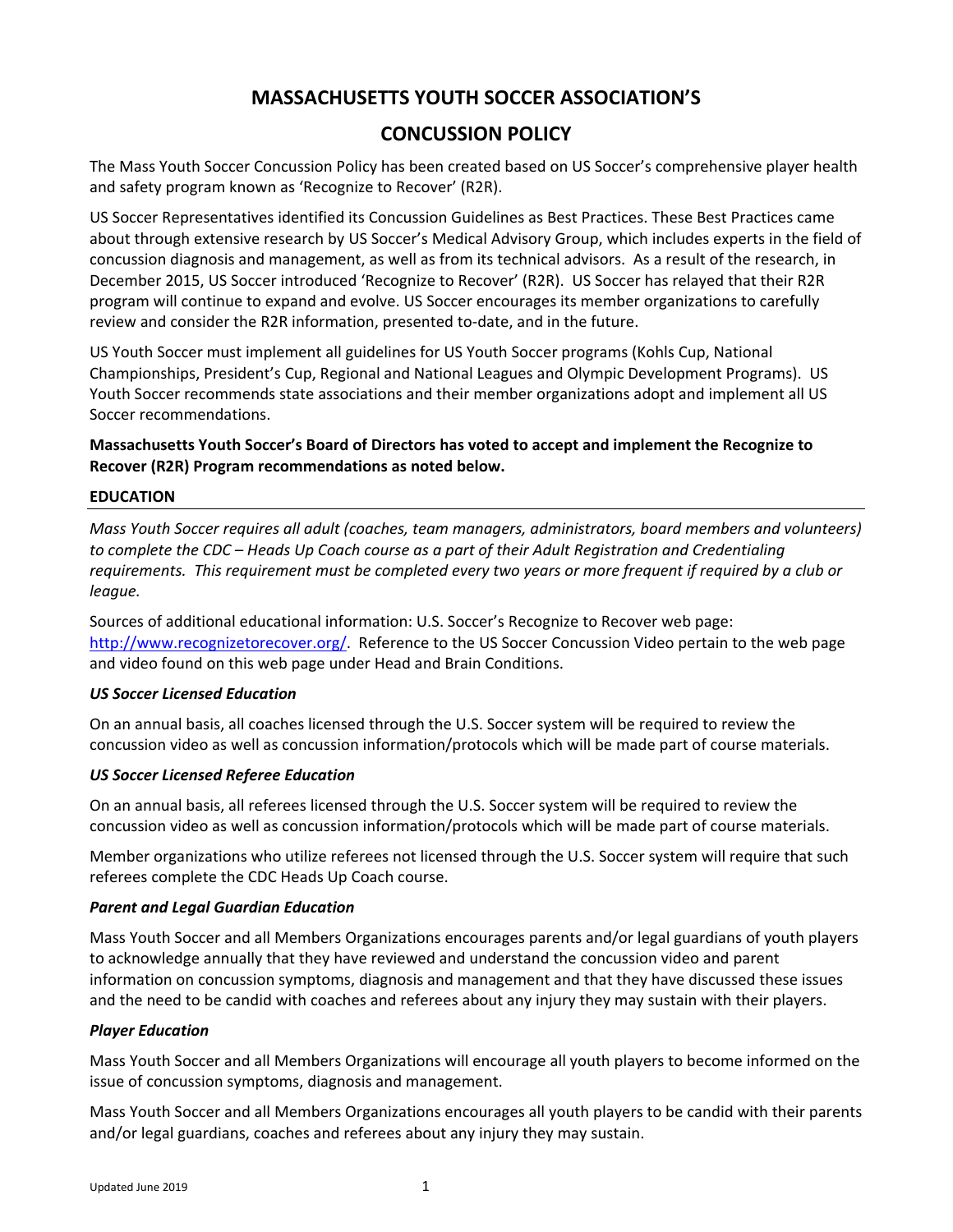# MASSACHUSETTS YOUTH SOCCER ASSOCIATION'S

# CONCUSSION POLICY

The Mass Youth Soccer Concussion Policy has been created based on US Soccer's comprehensive player health and safety program known as 'Recognize to Recover' (R2R).

US Soccer Representatives identified its Concussion Guidelines as Best Practices. These Best Practices came about through extensive research by US Soccer's Medical Advisory Group, which includes experts in the field of concussion diagnosis and management, as well as from its technical advisors. As a result of the research, in December 2015, US Soccer introduced 'Recognize to Recover' (R2R). US Soccer has relayed that their R2R program will continue to expand and evolve. US Soccer encourages its member organizations to carefully review and consider the R2R information, presented to-date, and in the future.

US Youth Soccer must implement all guidelines for US Youth Soccer programs (Kohls Cup, National Championships, President's Cup, Regional and National Leagues and Olympic Development Programs). US Youth Soccer recommends state associations and their member organizations adopt and implement all US Soccer recommendations.

**Massachusetts Youth Soccer's Board of Directors has voted to accept and implement the Recognize to Recover (R2R) Program recommendations as noted below.**

## EDUCATION

*Mass Youth Soccer requires all adult (coaches, team managers, administrators, board members and volunteers) to complete the CDC – Heads Up Coach course as a part of their Adult Registration and Credentialing requirements. This requirement must be completed every two years or more frequent if required by a club or league.*

Sources of additional educational information: U.S. Soccer's Recognize to Recover web page: http://www.recognizetorecover.org/. Reference to the US Soccer Concussion Video pertain to the web page and video found on this web page under Head and Brain Conditions.

### *US Soccer Licensed Education*

On an annual basis, all coaches licensed through the U.S. Soccer system will be required to review the concussion video as well as concussion information/protocols which will be made part of course materials.

### *US Soccer Licensed Referee Education*

On an annual basis, all referees licensed through the U.S. Soccer system will be required to review the concussion video as well as concussion information/protocols which will be made part of course materials.

Member organizations who utilize referees not licensed through the U.S. Soccer system will require that such referees complete the CDC Heads Up Coach course.

### *Parent and Legal Guardian Education*

Mass Youth Soccer and all Members Organizations encourages parents and/or legal guardians of youth players to acknowledge annually that they have reviewed and understand the concussion video and parent information on concussion symptoms, diagnosis and management and that they have discussed these issues and the need to be candid with coaches and referees about any injury they may sustain with their players.

### *Player Education*

Mass Youth Soccer and all Members Organizations will encourage all youth players to become informed on the issue of concussion symptoms, diagnosis and management.

Mass Youth Soccer and all Members Organizations encourages all youth players to be candid with their parents and/or legal guardians, coaches and referees about any injury they may sustain.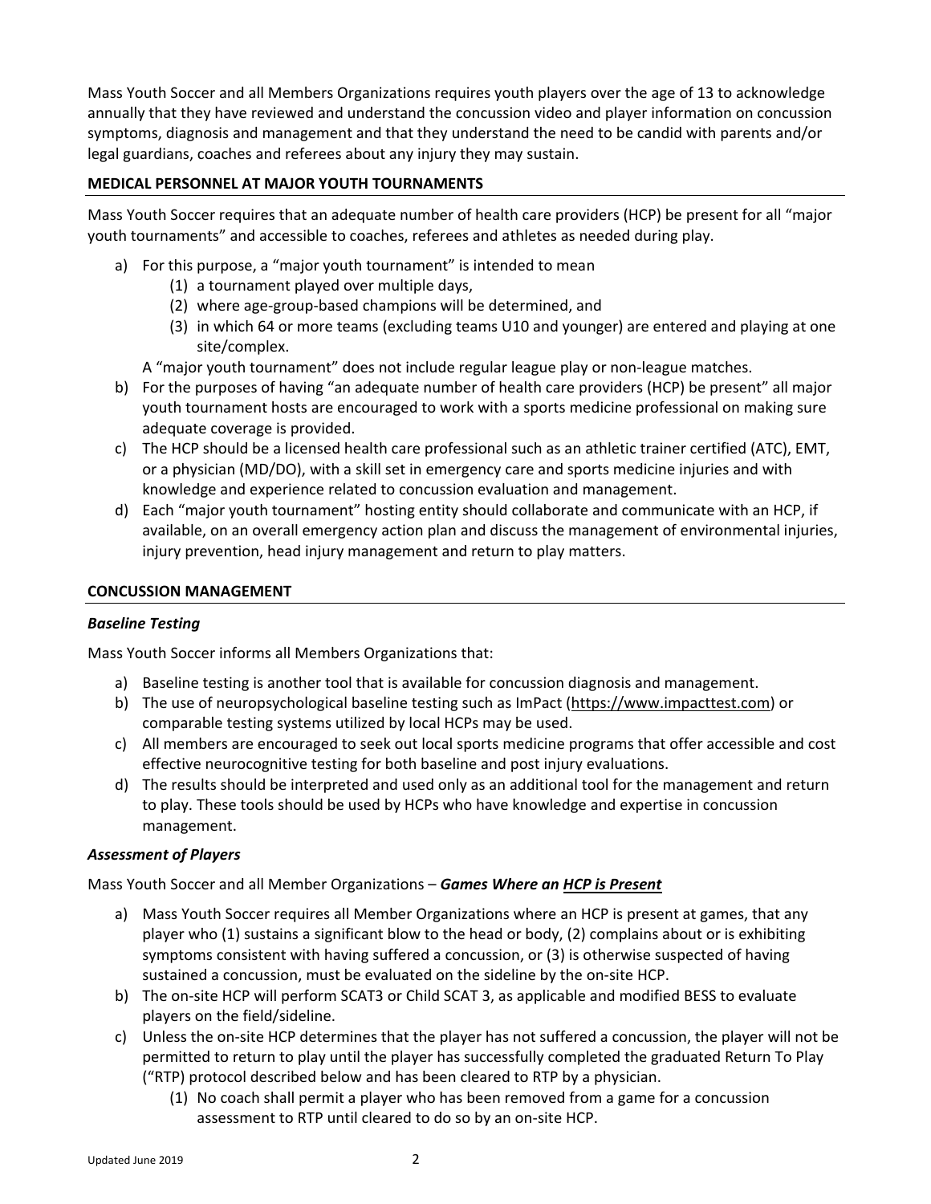Mass Youth Soccer and all Members Organizations requires youth players over the age of 13 to acknowledge annually that they have reviewed and understand the concussion video and player information on concussion symptoms, diagnosis and management and that they understand the need to be candid with parents and/or legal guardians, coaches and referees about any injury they may sustain.

## MEDICAL PERSONNEL AT MAJOR YOUTH TOURNAMENTS

Mass Youth Soccer requires that an adequate number of health care providers (HCP) be present for all "major youth tournaments" and accessible to coaches, referees and athletes as needed during play.

a) For this purpose, a "major youth tournament" is intended to mean
   (1) a tournament played over multiple days,
   (2) where age-group-based champions will be determined, and
   (3) in which 64 or more teams (excluding teams U10 and younger) are entered and playing at one site/complex.

   A "major youth tournament" does not include regular league play or non-league matches.

b) For the purposes of having "an adequate number of health care providers (HCP) be present" all major youth tournament hosts are encouraged to work with a sports medicine professional on making sure adequate coverage is provided.

c) The HCP should be a licensed health care professional such as an athletic trainer certified (ATC), EMT, or a physician (MD/DO), with a skill set in emergency care and sports medicine injuries and with knowledge and experience related to concussion evaluation and management.

d) Each "major youth tournament" hosting entity should collaborate and communicate with an HCP, if available, on an overall emergency action plan and discuss the management of environmental injuries, injury prevention, head injury management and return to play matters.

## CONCUSSION MANAGEMENT

### *Baseline Testing*

Mass Youth Soccer informs all Members Organizations that:

a) Baseline testing is another tool that is available for concussion diagnosis and management.
b) The use of neuropsychological baseline testing such as ImPact (https://www.impacttest.com) or comparable testing systems utilized by local HCPs may be used.
c) All members are encouraged to seek out local sports medicine programs that offer accessible and cost effective neurocognitive testing for both baseline and post injury evaluations.
d) The results should be interpreted and used only as an additional tool for the management and return to play. These tools should be used by HCPs who have knowledge and expertise in concussion management.

### *Assessment of Players*

Mass Youth Soccer and all Member Organizations – ***Games Where an HCP is Present***

a) Mass Youth Soccer requires all Member Organizations where an HCP is present at games, that any player who (1) sustains a significant blow to the head or body, (2) complains about or is exhibiting symptoms consistent with having suffered a concussion, or (3) is otherwise suspected of having sustained a concussion, must be evaluated on the sideline by the on-site HCP.

b) The on-site HCP will perform SCAT3 or Child SCAT 3, as applicable and modified BESS to evaluate players on the field/sideline.

c) Unless the on-site HCP determines that the player has not suffered a concussion, the player will not be permitted to return to play until the player has successfully completed the graduated Return To Play ("RTP) protocol described below and has been cleared to RTP by a physician.
   (1) No coach shall permit a player who has been removed from a game for a concussion assessment to RTP until cleared to do so by an on-site HCP.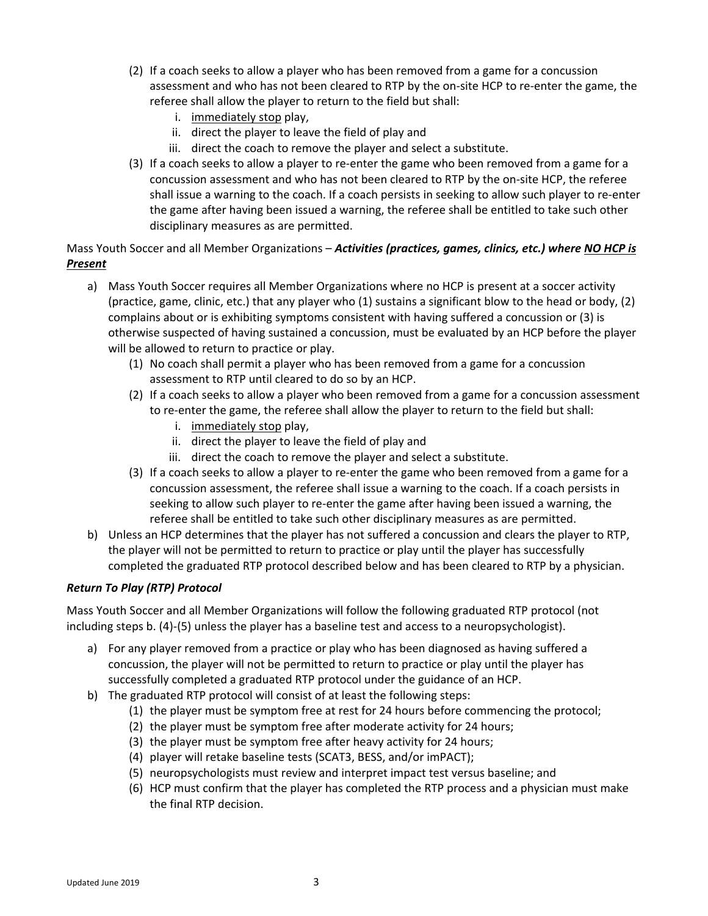(2) If a coach seeks to allow a player who has been removed from a game for a concussion assessment and who has not been cleared to RTP by the on-site HCP to re-enter the game, the referee shall allow the player to return to the field but shall:
   i. <u>immediately stop</u> play,
   ii. direct the player to leave the field of play and
   iii. direct the coach to remove the player and select a substitute.

(3) If a coach seeks to allow a player to re-enter the game who been removed from a game for a concussion assessment and who has not been cleared to RTP by the on-site HCP, the referee shall issue a warning to the coach. If a coach persists in seeking to allow such player to re-enter the game after having been issued a warning, the referee shall be entitled to take such other disciplinary measures as are permitted.

Mass Youth Soccer and all Member Organizations – ***Activities (practices, games, clinics, etc.) where <u>NO HCP is Present</u>***

a) Mass Youth Soccer requires all Member Organizations where no HCP is present at a soccer activity (practice, game, clinic, etc.) that any player who (1) sustains a significant blow to the head or body, (2) complains about or is exhibiting symptoms consistent with having suffered a concussion or (3) is otherwise suspected of having sustained a concussion, must be evaluated by an HCP before the player will be allowed to return to practice or play.
   (1) No coach shall permit a player who has been removed from a game for a concussion assessment to RTP until cleared to do so by an HCP.
   (2) If a coach seeks to allow a player who been removed from a game for a concussion assessment to re-enter the game, the referee shall allow the player to return to the field but shall:
      i. <u>immediately stop</u> play,
      ii. direct the player to leave the field of play and
      iii. direct the coach to remove the player and select a substitute.
   (3) If a coach seeks to allow a player to re-enter the game who been removed from a game for a concussion assessment, the referee shall issue a warning to the coach. If a coach persists in seeking to allow such player to re-enter the game after having been issued a warning, the referee shall be entitled to take such other disciplinary measures as are permitted.

b) Unless an HCP determines that the player has not suffered a concussion and clears the player to RTP, the player will not be permitted to return to practice or play until the player has successfully completed the graduated RTP protocol described below and has been cleared to RTP by a physician.

### *Return To Play (RTP) Protocol*

Mass Youth Soccer and all Member Organizations will follow the following graduated RTP protocol (not including steps b. (4)-(5) unless the player has a baseline test and access to a neuropsychologist).

a) For any player removed from a practice or play who has been diagnosed as having suffered a concussion, the player will not be permitted to return to practice or play until the player has successfully completed a graduated RTP protocol under the guidance of an HCP.

b) The graduated RTP protocol will consist of at least the following steps:
   (1) the player must be symptom free at rest for 24 hours before commencing the protocol;
   (2) the player must be symptom free after moderate activity for 24 hours;
   (3) the player must be symptom free after heavy activity for 24 hours;
   (4) player will retake baseline tests (SCAT3, BESS, and/or imPACT);
   (5) neuropsychologists must review and interpret impact test versus baseline; and
   (6) HCP must confirm that the player has completed the RTP process and a physician must make the final RTP decision.

Updated June 2019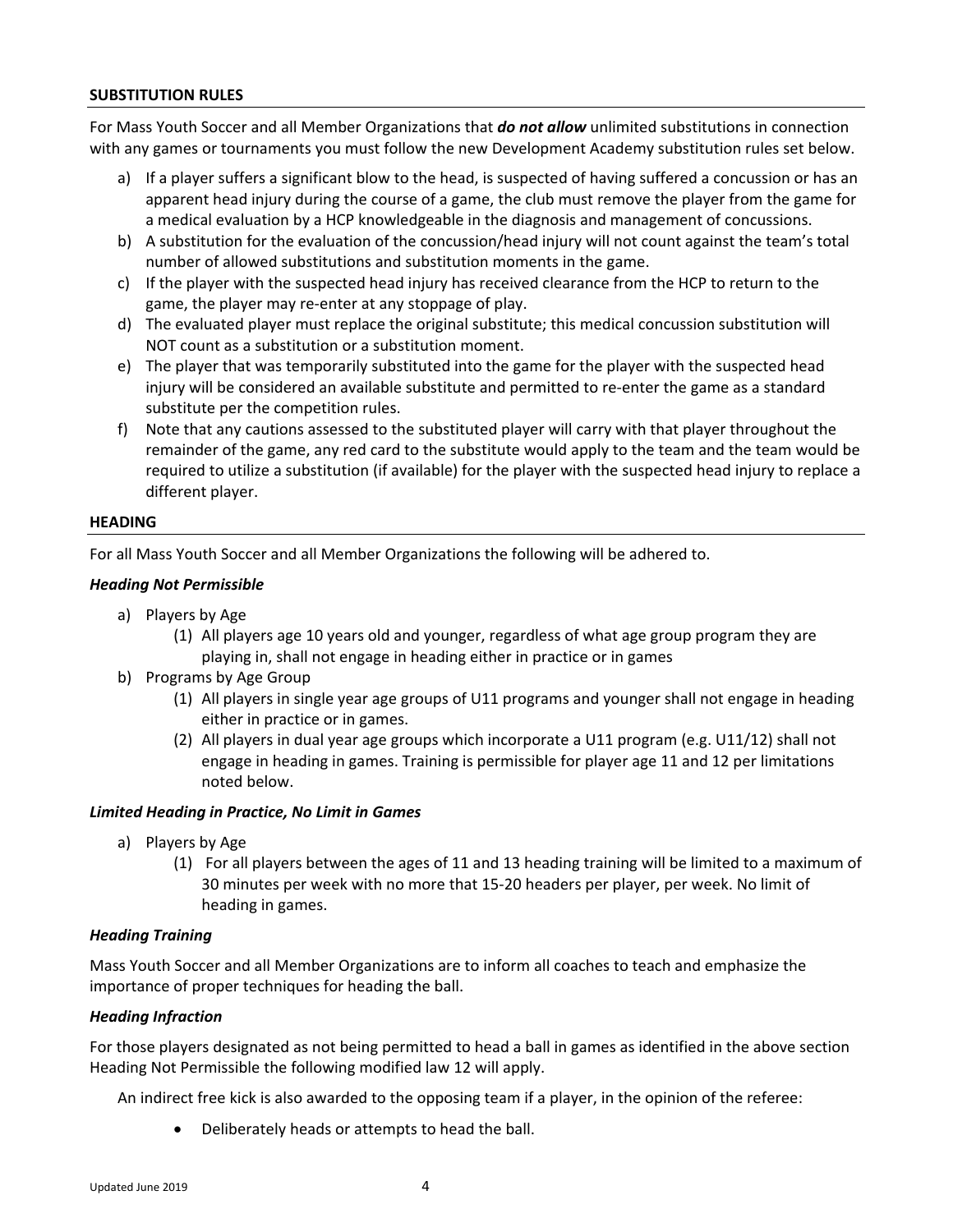## SUBSTITUTION RULES

For Mass Youth Soccer and all Member Organizations that ***do not allow*** unlimited substitutions in connection with any games or tournaments you must follow the new Development Academy substitution rules set below.

a) If a player suffers a significant blow to the head, is suspected of having suffered a concussion or has an apparent head injury during the course of a game, the club must remove the player from the game for a medical evaluation by a HCP knowledgeable in the diagnosis and management of concussions.
b) A substitution for the evaluation of the concussion/head injury will not count against the team's total number of allowed substitutions and substitution moments in the game.
c) If the player with the suspected head injury has received clearance from the HCP to return to the game, the player may re-enter at any stoppage of play.
d) The evaluated player must replace the original substitute; this medical concussion substitution will NOT count as a substitution or a substitution moment.
e) The player that was temporarily substituted into the game for the player with the suspected head injury will be considered an available substitute and permitted to re-enter the game as a standard substitute per the competition rules.
f) Note that any cautions assessed to the substituted player will carry with that player throughout the remainder of the game, any red card to the substitute would apply to the team and the team would be required to utilize a substitution (if available) for the player with the suspected head injury to replace a different player.

## HEADING

For all Mass Youth Soccer and all Member Organizations the following will be adhered to.

### *Heading Not Permissible*

a) Players by Age
   (1) All players age 10 years old and younger, regardless of what age group program they are playing in, shall not engage in heading either in practice or in games
b) Programs by Age Group
   (1) All players in single year age groups of U11 programs and younger shall not engage in heading either in practice or in games.
   (2) All players in dual year age groups which incorporate a U11 program (e.g. U11/12) shall not engage in heading in games. Training is permissible for player age 11 and 12 per limitations noted below.

### *Limited Heading in Practice, No Limit in Games*

a) Players by Age
   (1) For all players between the ages of 11 and 13 heading training will be limited to a maximum of 30 minutes per week with no more that 15-20 headers per player, per week. No limit of heading in games.

### *Heading Training*

Mass Youth Soccer and all Member Organizations are to inform all coaches to teach and emphasize the importance of proper techniques for heading the ball.

### *Heading Infraction*

For those players designated as not being permitted to head a ball in games as identified in the above section Heading Not Permissible the following modified law 12 will apply.

An indirect free kick is also awarded to the opposing team if a player, in the opinion of the referee:

- Deliberately heads or attempts to head the ball.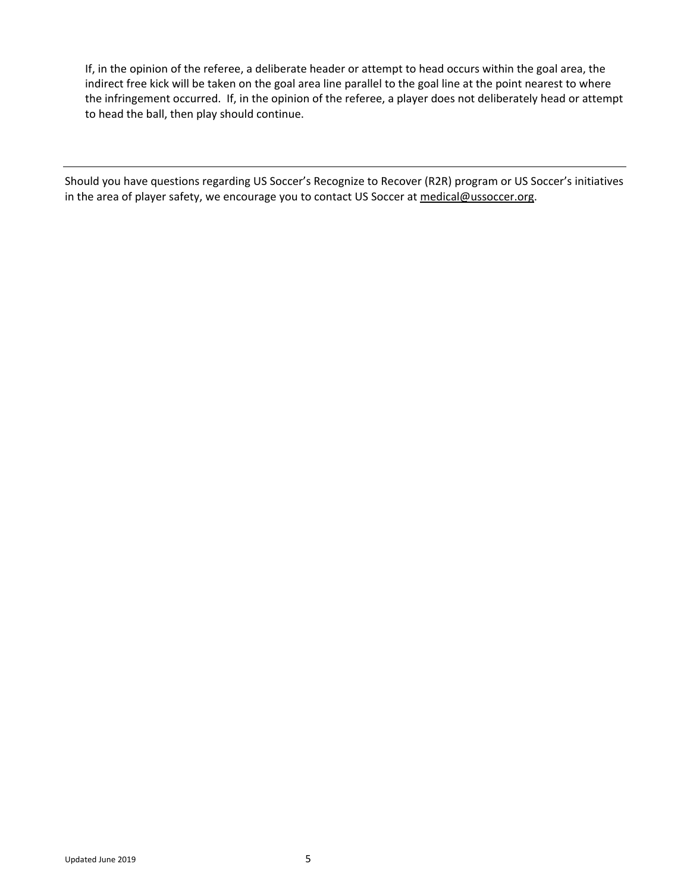If, in the opinion of the referee, a deliberate header or attempt to head occurs within the goal area, the indirect free kick will be taken on the goal area line parallel to the goal line at the point nearest to where the infringement occurred. If, in the opinion of the referee, a player does not deliberately head or attempt to head the ball, then play should continue.

---

Should you have questions regarding US Soccer's Recognize to Recover (R2R) program or US Soccer's initiatives in the area of player safety, we encourage you to contact US Soccer at medical@ussoccer.org.

Updated June 2019